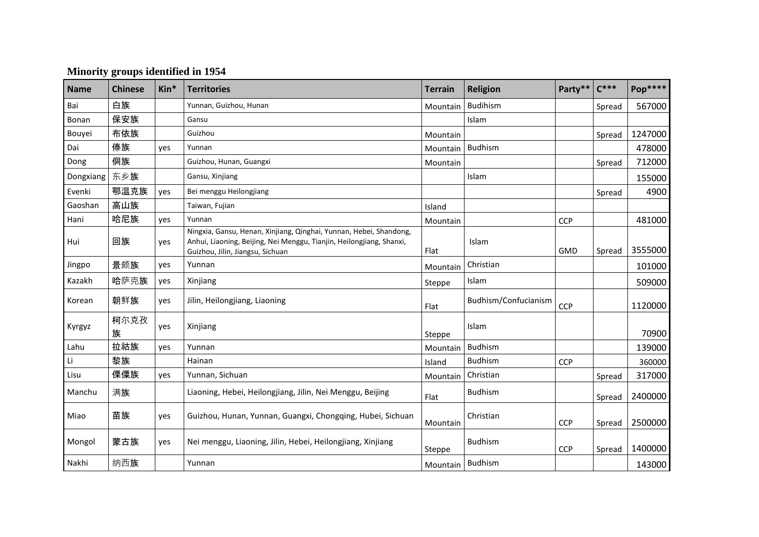**Minority groups identified in 1954**

| Name | Chinese | Kin* | Territories | Terrain | Religion | Party** | C*** | Pop**** |
|---|---|---|---|---|---|---|---|---|
| Bai | 白族 | | Yunnan, Guizhou, Hunan | Mountain | Budihism | | Spread | 567000 |
| Bonan | 保安族 | | Gansu | | Islam | | | |
| Bouyei | 布依族 | | Guizhou | Mountain | | | Spread | 1247000 |
| Dai | 傣族 | yes | Yunnan | Mountain | Budhism | | | 478000 |
| Dong | 侗族 | | Guizhou, Hunan, Guangxi | Mountain | | | Spread | 712000 |
| Dongxiang | 东乡族 | | Gansu, Xinjiang | | Islam | | | 155000 |
| Evenki | 鄂温克族 | yes | Bei menggu Heilongjiang | | | | Spread | 4900 |
| Gaoshan | 高山族 | | Taiwan, Fujian | Island | | | | |
| Hani | 哈尼族 | yes | Yunnan | Mountain | | CCP | | 481000 |
| Hui | 回族 | yes | Ningxia, Gansu, Henan, Xinjiang, Qinghai, Yunnan, Hebei, Shandong, Anhui, Liaoning, Beijing, Nei Menggu, Tianjin, Heilongjiang, Shanxi, Guizhou, Jilin, Jiangsu, Sichuan | Flat | Islam | GMD | Spread | 3555000 |
| Jingpo | 景颇族 | yes | Yunnan | Mountain | Christian | | | 101000 |
| Kazakh | 哈萨克族 | yes | Xinjiang | Steppe | Islam | | | 509000 |
| Korean | 朝鲜族 | yes | Jilin, Heilongjiang, Liaoning | Flat | Budhism/Confucianism | CCP | | 1120000 |
| Kyrgyz | 柯尔克孜族 | yes | Xinjiang | Steppe | Islam | | | 70900 |
| Lahu | 拉祜族 | yes | Yunnan | Mountain | Budhism | | | 139000 |
| Li | 黎族 | | Hainan | Island | Budhism | CCP | | 360000 |
| Lisu | 傈僳族 | yes | Yunnan, Sichuan | Mountain | Christian | | Spread | 317000 |
| Manchu | 满族 | | Liaoning, Hebei, Heilongjiang, Jilin, Nei Menggu, Beijing | Flat | Budhism | | Spread | 2400000 |
| Miao | 苗族 | yes | Guizhou, Hunan, Yunnan, Guangxi, Chongqing, Hubei, Sichuan | Mountain | Christian | CCP | Spread | 2500000 |
| Mongol | 蒙古族 | yes | Nei menggu, Liaoning, Jilin, Hebei, Heilongjiang, Xinjiang | Steppe | Budhism | CCP | Spread | 1400000 |
| Nakhi | 纳西族 | | Yunnan | Mountain | Budhism | | | 143000 |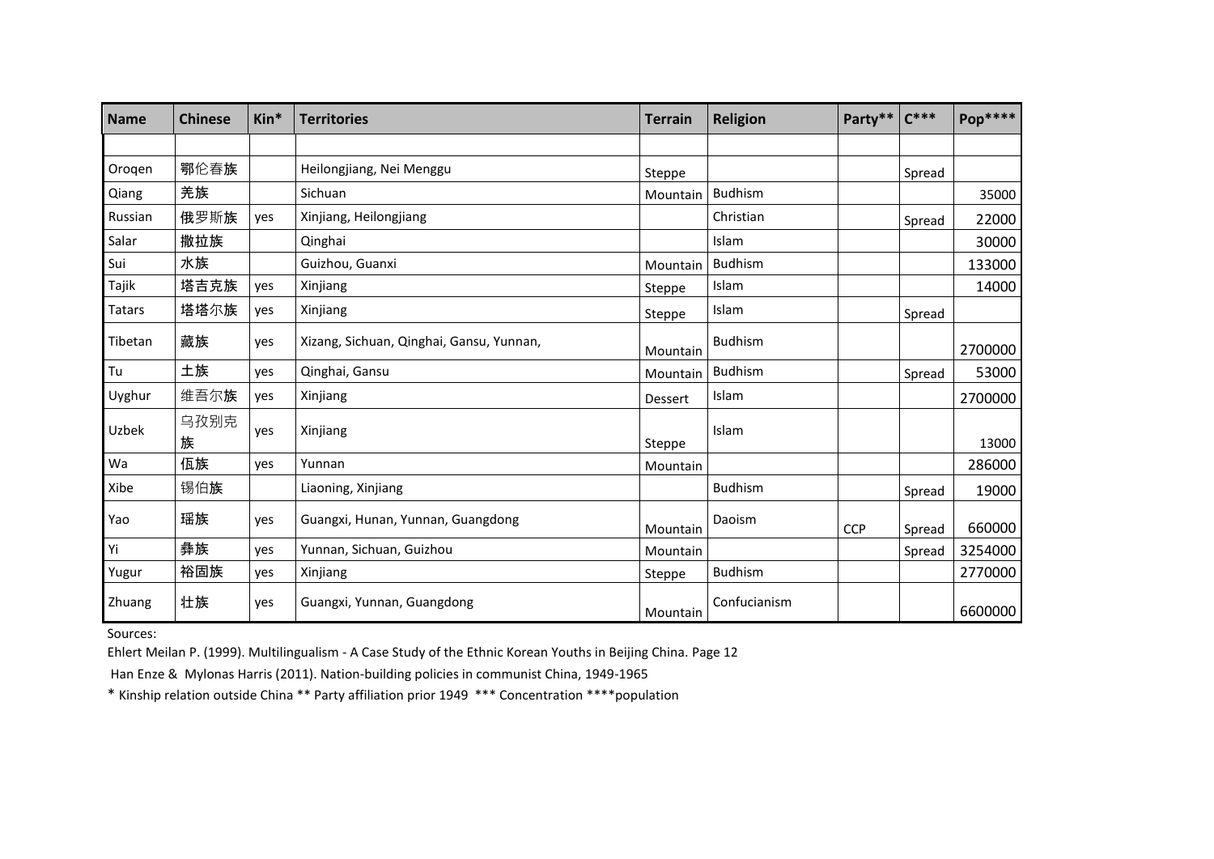| Name | Chinese | Kin* | Territories | Terrain | Religion | Party** | C*** | Pop**** |
|---|---|---|---|---|---|---|---|---|
| | | | | | | | | |
| Oroqen | 鄂伦春族 | | Heilongjiang, Nei Menggu | Steppe | | | Spread | |
| Qiang | 羌族 | | Sichuan | Mountain | Budhism | | | 35000 |
| Russian | 俄罗斯族 | yes | Xinjiang, Heilongjiang | | Christian | | Spread | 22000 |
| Salar | 撒拉族 | | Qinghai | | Islam | | | 30000 |
| Sui | 水族 | | Guizhou, Guanxi | Mountain | Budhism | | | 133000 |
| Tajik | 塔吉克族 | yes | Xinjiang | Steppe | Islam | | | 14000 |
| Tatars | 塔塔尔族 | yes | Xinjiang | Steppe | Islam | | Spread | |
| Tibetan | 藏族 | yes | Xizang, Sichuan, Qinghai, Gansu, Yunnan, | Mountain | Budhism | | | 2700000 |
| Tu | 土族 | yes | Qinghai, Gansu | Mountain | Budhism | | Spread | 53000 |
| Uyghur | 维吾尔族 | yes | Xinjiang | Dessert | Islam | | | 2700000 |
| Uzbek | 乌孜别克族 | yes | Xinjiang | Steppe | Islam | | | 13000 |
| Wa | 佤族 | yes | Yunnan | Mountain | | | | 286000 |
| Xibe | 锡伯族 | | Liaoning, Xinjiang | | Budhism | | Spread | 19000 |
| Yao | 瑶族 | yes | Guangxi, Hunan, Yunnan, Guangdong | Mountain | Daoism | CCP | Spread | 660000 |
| Yi | 彝族 | yes | Yunnan, Sichuan, Guizhou | Mountain | | | Spread | 3254000 |
| Yugur | 裕固族 | yes | Xinjiang | Steppe | Budhism | | | 2770000 |
| Zhuang | 壮族 | yes | Guangxi, Yunnan, Guangdong | Mountain | Confucianism | | | 6600000 |

Sources:

Ehlert Meilan P. (1999). Multilingualism - A Case Study of the Ethnic Korean Youths in Beijing China. Page 12

Han Enze & Mylonas Harris (2011). Nation-building policies in communist China, 1949-1965

* Kinship relation outside China ** Party affiliation prior 1949 *** Concentration ****population